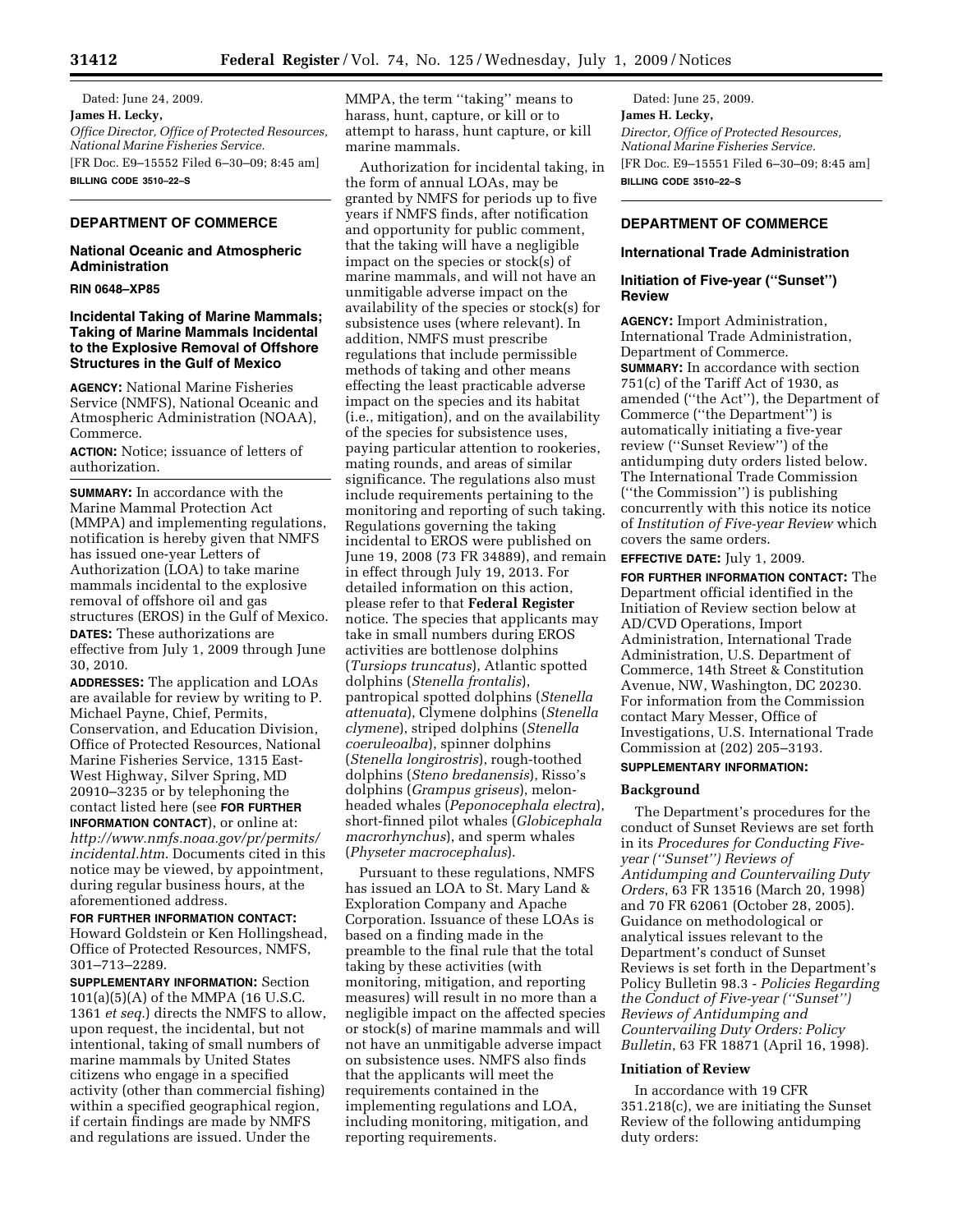Dated: June 24, 2009.

**James H. Lecky,**

*Office Director, Office of Protected Resources, National Marine Fisheries Service.*

[FR Doc. E9–15552 Filed 6–30–09; 8:45 am]

**BILLING CODE 3510–22–S**

## DEPARTMENT OF COMMERCE

### National Oceanic and Atmospheric Administration

**RIN 0648–XP85**

### Incidental Taking of Marine Mammals; Taking of Marine Mammals Incidental to the Explosive Removal of Offshore Structures in the Gulf of Mexico

**AGENCY:** National Marine Fisheries Service (NMFS), National Oceanic and Atmospheric Administration (NOAA), Commerce.

**ACTION:** Notice; issuance of letters of authorization.

**SUMMARY:** In accordance with the Marine Mammal Protection Act (MMPA) and implementing regulations, notification is hereby given that NMFS has issued one-year Letters of Authorization (LOA) to take marine mammals incidental to the explosive removal of offshore oil and gas structures (EROS) in the Gulf of Mexico.

**DATES:** These authorizations are effective from July 1, 2009 through June 30, 2010.

**ADDRESSES:** The application and LOAs are available for review by writing to P. Michael Payne, Chief, Permits, Conservation, and Education Division, Office of Protected Resources, National Marine Fisheries Service, 1315 East-West Highway, Silver Spring, MD 20910–3235 or by telephoning the contact listed here (see **FOR FURTHER INFORMATION CONTACT**), or online at: *http://www.nmfs.noaa.gov/pr/permits/incidental.htm*. Documents cited in this notice may be viewed, by appointment, during regular business hours, at the aforementioned address.

**FOR FURTHER INFORMATION CONTACT:** Howard Goldstein or Ken Hollingshead, Office of Protected Resources, NMFS, 301–713–2289.

**SUPPLEMENTARY INFORMATION:** Section 101(a)(5)(A) of the MMPA (16 U.S.C. 1361 *et seq.*) directs the NMFS to allow, upon request, the incidental, but not intentional, taking of small numbers of marine mammals by United States citizens who engage in a specified activity (other than commercial fishing) within a specified geographical region, if certain findings are made by NMFS and regulations are issued. Under the MMPA, the term "taking" means to harass, hunt, capture, or kill or to attempt to harass, hunt capture, or kill marine mammals.

Authorization for incidental taking, in the form of annual LOAs, may be granted by NMFS for periods up to five years if NMFS finds, after notification and opportunity for public comment, that the taking will have a negligible impact on the species or stock(s) of marine mammals, and will not have an unmitigable adverse impact on the availability of the species or stock(s) for subsistence uses (where relevant). In addition, NMFS must prescribe regulations that include permissible methods of taking and other means effecting the least practicable adverse impact on the species and its habitat (i.e., mitigation), and on the availability of the species for subsistence uses, paying particular attention to rookeries, mating rounds, and areas of similar significance. The regulations also must include requirements pertaining to the monitoring and reporting of such taking. Regulations governing the taking incidental to EROS were published on June 19, 2008 (73 FR 34889), and remain in effect through July 19, 2013. For detailed information on this action, please refer to that **Federal Register** notice. The species that applicants may take in small numbers during EROS activities are bottlenose dolphins (*Tursiops truncatus*), Atlantic spotted dolphins (*Stenella frontalis*), pantropical spotted dolphins (*Stenella attenuata*), Clymene dolphins (*Stenella clymene*), striped dolphins (*Stenella coeruleoalba*), spinner dolphins (*Stenella longirostris*), rough-toothed dolphins (*Steno bredanensis*), Risso's dolphins (*Grampus griseus*), melon-headed whales (*Peponocephala electra*), short-finned pilot whales (*Globicephala macrorhynchus*), and sperm whales (*Physeter macrocephalus*).

Pursuant to these regulations, NMFS has issued an LOA to St. Mary Land & Exploration Company and Apache Corporation. Issuance of these LOAs is based on a finding made in the preamble to the final rule that the total taking by these activities (with monitoring, mitigation, and reporting measures) will result in no more than a negligible impact on the affected species or stock(s) of marine mammals and will not have an unmitigable adverse impact on subsistence uses. NMFS also finds that the applicants will meet the requirements contained in the implementing regulations and LOA, including monitoring, mitigation, and reporting requirements.

Dated: June 25, 2009.

**James H. Lecky,**

*Director, Office of Protected Resources, National Marine Fisheries Service.*

[FR Doc. E9–15551 Filed 6–30–09; 8:45 am]

**BILLING CODE 3510–22–S**

## DEPARTMENT OF COMMERCE

### International Trade Administration

### Initiation of Five-year ("Sunset") Review

**AGENCY:** Import Administration, International Trade Administration, Department of Commerce.

**SUMMARY:** In accordance with section 751(c) of the Tariff Act of 1930, as amended ("the Act"), the Department of Commerce ("the Department") is automatically initiating a five-year review ("Sunset Review") of the antidumping duty orders listed below. The International Trade Commission ("the Commission") is publishing concurrently with this notice its notice of *Institution of Five-year Review* which covers the same orders.

**EFFECTIVE DATE:** July 1, 2009.

**FOR FURTHER INFORMATION CONTACT:** The Department official identified in the Initiation of Review section below at AD/CVD Operations, Import Administration, International Trade Administration, U.S. Department of Commerce, 14th Street & Constitution Avenue, NW, Washington, DC 20230. For information from the Commission contact Mary Messer, Office of Investigations, U.S. International Trade Commission at (202) 205–3193.

**SUPPLEMENTARY INFORMATION:**

#### Background

The Department's procedures for the conduct of Sunset Reviews are set forth in its *Procedures for Conducting Five-year ("Sunset") Reviews of Antidumping and Countervailing Duty Orders*, 63 FR 13516 (March 20, 1998) and 70 FR 62061 (October 28, 2005). Guidance on methodological or analytical issues relevant to the Department's conduct of Sunset Reviews is set forth in the Department's Policy Bulletin 98.3 - *Policies Regarding the Conduct of Five-year ("Sunset") Reviews of Antidumping and Countervailing Duty Orders: Policy Bulletin*, 63 FR 18871 (April 16, 1998).

#### Initiation of Review

In accordance with 19 CFR 351.218(c), we are initiating the Sunset Review of the following antidumping duty orders: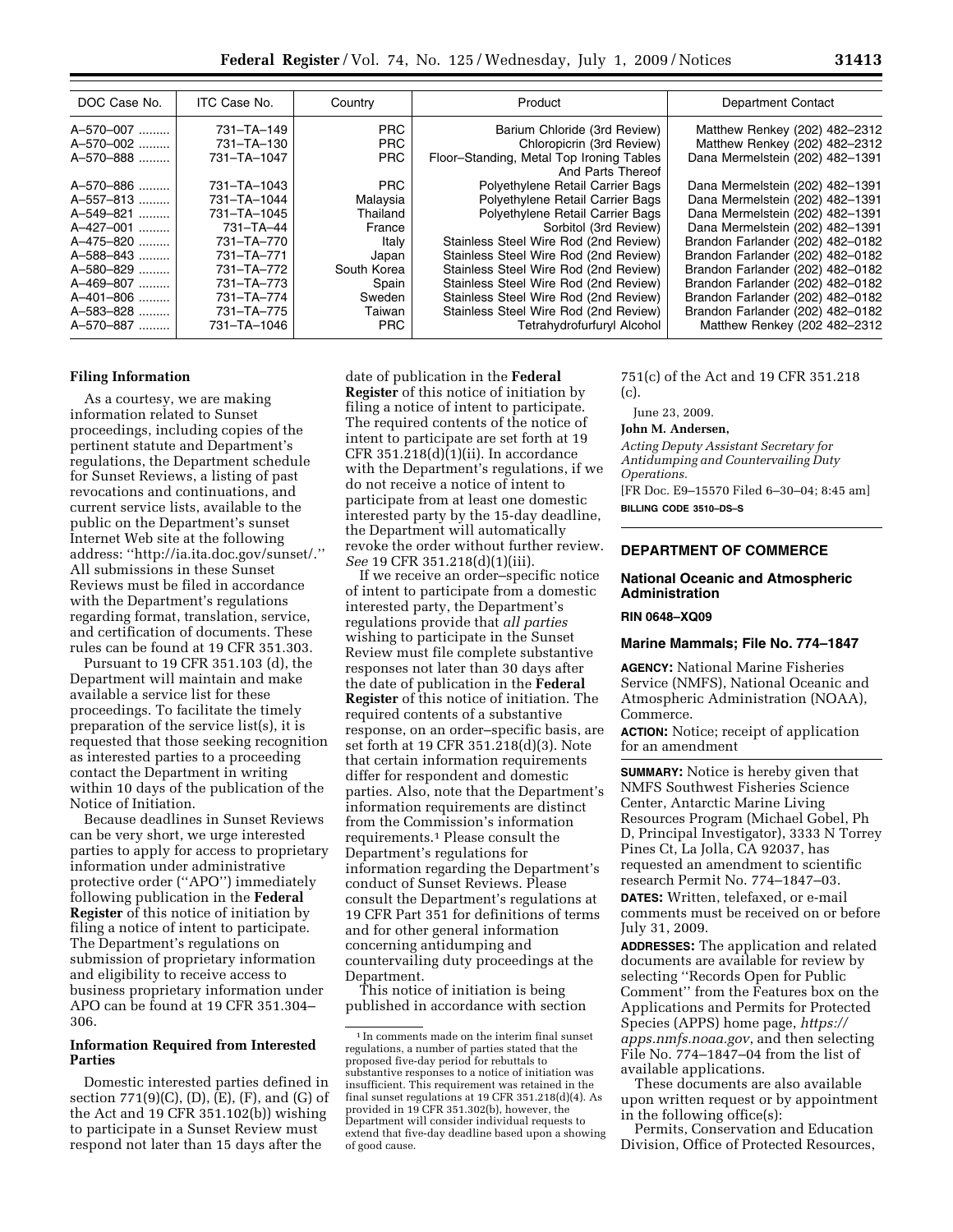| DOC Case No. | ITC Case No. | Country | Product | Department Contact |
| --- | --- | --- | --- | --- |
| A–570–007 ......... | 731–TA–149 | PRC | Barium Chloride (3rd Review) | Matthew Renkey (202) 482–2312 |
| A–570–002 ......... | 731–TA–130 | PRC | Chloropicrin (3rd Review) | Matthew Renkey (202) 482–2312 |
| A–570–888 ......... | 731–TA–1047 | PRC | Floor–Standing, Metal Top Ironing Tables And Parts Thereof | Dana Mermelstein (202) 482–1391 |
| A–570–886 ......... | 731–TA–1043 | PRC | Polyethylene Retail Carrier Bags | Dana Mermelstein (202) 482–1391 |
| A–557–813 ......... | 731–TA–1044 | Malaysia | Polyethylene Retail Carrier Bags | Dana Mermelstein (202) 482–1391 |
| A–549–821 ......... | 731–TA–1045 | Thailand | Polyethylene Retail Carrier Bags | Dana Mermelstein (202) 482–1391 |
| A–427–001 ......... | 731–TA–44 | France | Sorbitol (3rd Review) | Dana Mermelstein (202) 482–1391 |
| A–475–820 ......... | 731–TA–770 | Italy | Stainless Steel Wire Rod (2nd Review) | Brandon Farlander (202) 482–0182 |
| A–588–843 ......... | 731–TA–771 | Japan | Stainless Steel Wire Rod (2nd Review) | Brandon Farlander (202) 482–0182 |
| A–580–829 ......... | 731–TA–772 | South Korea | Stainless Steel Wire Rod (2nd Review) | Brandon Farlander (202) 482–0182 |
| A–469–807 ......... | 731–TA–773 | Spain | Stainless Steel Wire Rod (2nd Review) | Brandon Farlander (202) 482–0182 |
| A–401–806 ......... | 731–TA–774 | Sweden | Stainless Steel Wire Rod (2nd Review) | Brandon Farlander (202) 482–0182 |
| A–583–828 ......... | 731–TA–775 | Taiwan | Stainless Steel Wire Rod (2nd Review) | Brandon Farlander (202) 482–0182 |
| A–570–887 ......... | 731–TA–1046 | PRC | Tetrahydrofurfuryl Alcohol | Matthew Renkey (202 482–2312 |

**Filing Information**

As a courtesy, we are making information related to Sunset proceedings, including copies of the pertinent statute and Department's regulations, the Department schedule for Sunset Reviews, a listing of past revocations and continuations, and current service lists, available to the public on the Department's sunset Internet Web site at the following address: ''http://ia.ita.doc.gov/sunset/.'' All submissions in these Sunset Reviews must be filed in accordance with the Department's regulations regarding format, translation, service, and certification of documents. These rules can be found at 19 CFR 351.303.

Pursuant to 19 CFR 351.103 (d), the Department will maintain and make available a service list for these proceedings. To facilitate the timely preparation of the service list(s), it is requested that those seeking recognition as interested parties to a proceeding contact the Department in writing within 10 days of the publication of the Notice of Initiation.

Because deadlines in Sunset Reviews can be very short, we urge interested parties to apply for access to proprietary information under administrative protective order (''APO'') immediately following publication in the **Federal Register** of this notice of initiation by filing a notice of intent to participate. The Department's regulations on submission of proprietary information and eligibility to receive access to business proprietary information under APO can be found at 19 CFR 351.304–306.

**Information Required from Interested Parties**

Domestic interested parties defined in section 771(9)(C), (D), (E), (F), and (G) of the Act and 19 CFR 351.102(b)) wishing to participate in a Sunset Review must respond not later than 15 days after the date of publication in the **Federal Register** of this notice of initiation by filing a notice of intent to participate. The required contents of the notice of intent to participate are set forth at 19 CFR 351.218(d)(1)(ii). In accordance with the Department's regulations, if we do not receive a notice of intent to participate from at least one domestic interested party by the 15-day deadline, the Department will automatically revoke the order without further review. *See* 19 CFR 351.218(d)(1)(iii).

If we receive an order–specific notice of intent to participate from a domestic interested party, the Department's regulations provide that *all parties* wishing to participate in the Sunset Review must file complete substantive responses not later than 30 days after the date of publication in the **Federal Register** of this notice of initiation. The required contents of a substantive response, on an order–specific basis, are set forth at 19 CFR 351.218(d)(3). Note that certain information requirements differ for respondent and domestic parties. Also, note that the Department's information requirements are distinct from the Commission's information requirements.[1] Please consult the Department's regulations for information regarding the Department's conduct of Sunset Reviews. Please consult the Department's regulations at 19 CFR Part 351 for definitions of terms and for other general information concerning antidumping and countervailing duty proceedings at the Department.

This notice of initiation is being published in accordance with section 751(c) of the Act and 19 CFR 351.218 (c).

[1] In comments made on the interim final sunset regulations, a number of parties stated that the proposed five-day period for rebuttals to substantive responses to a notice of initiation was insufficient. This requirement was retained in the final sunset regulations at 19 CFR 351.218(d)(4). As provided in 19 CFR 351.302(b), however, the Department will consider individual requests to extend that five-day deadline based upon a showing of good cause.

June 23, 2009.

**John M. Andersen,**

*Acting Deputy Assistant Secretary for Antidumping and Countervailing Duty Operations.*

[FR Doc. E9–15570 Filed 6–30–04; 8:45 am]

**BILLING CODE 3510–DS–S**

## DEPARTMENT OF COMMERCE

### National Oceanic and Atmospheric Administration

**RIN 0648–XQ09**

### Marine Mammals; File No. 774–1847

**AGENCY:** National Marine Fisheries Service (NMFS), National Oceanic and Atmospheric Administration (NOAA), Commerce.

**ACTION:** Notice; receipt of application for an amendment

**SUMMARY:** Notice is hereby given that NMFS Southwest Fisheries Science Center, Antarctic Marine Living Resources Program (Michael Gobel, Ph D, Principal Investigator), 3333 N Torrey Pines Ct, La Jolla, CA 92037, has requested an amendment to scientific research Permit No. 774–1847–03.

**DATES:** Written, telefaxed, or e-mail comments must be received on or before July 31, 2009.

**ADDRESSES:** The application and related documents are available for review by selecting ''Records Open for Public Comment'' from the Features box on the Applications and Permits for Protected Species (APPS) home page, *https://apps.nmfs.noaa.gov*, and then selecting File No. 774–1847–04 from the list of available applications.

These documents are also available upon written request or by appointment in the following office(s):

Permits, Conservation and Education Division, Office of Protected Resources,